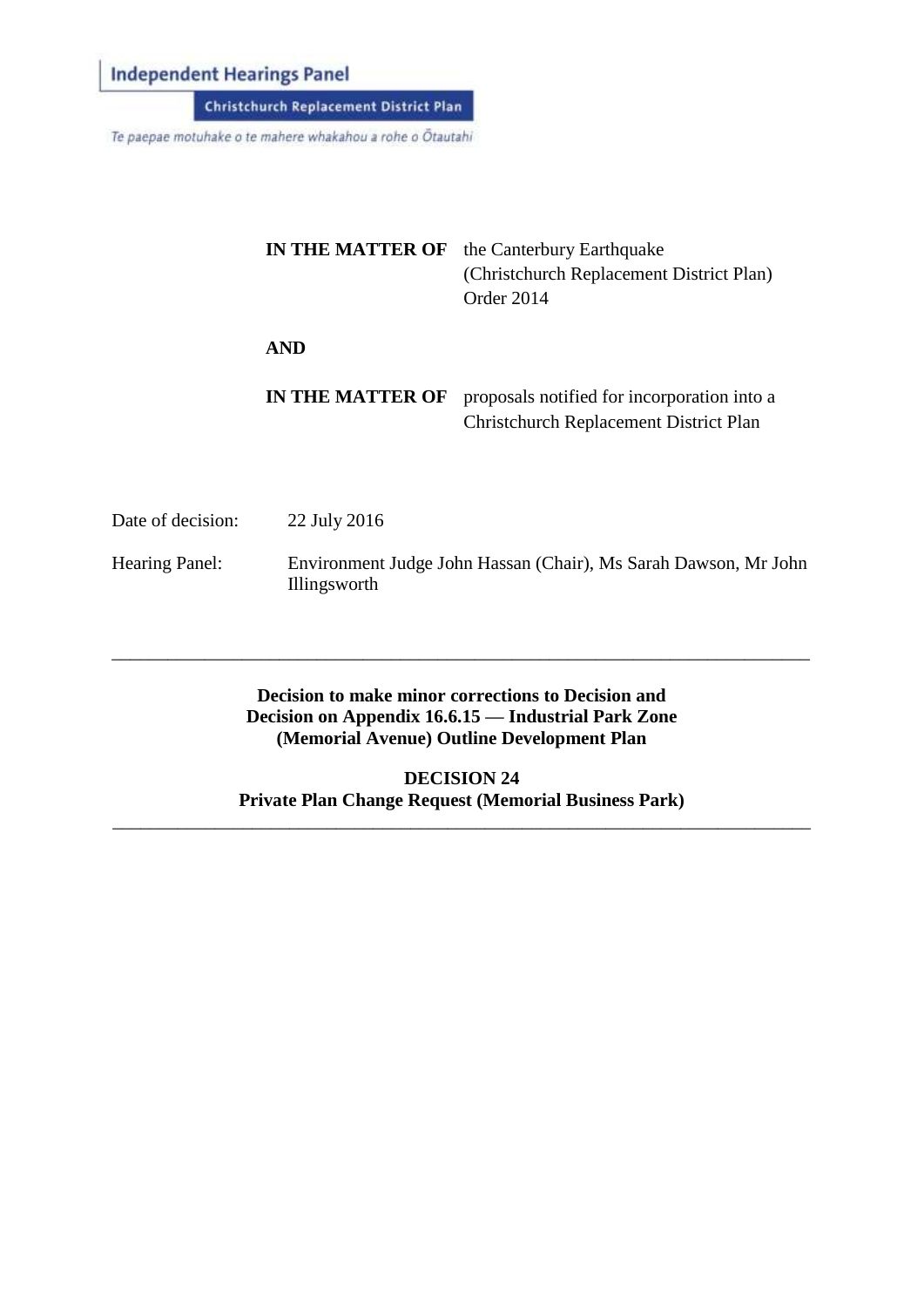Independent Hearings Panel

Christchurch Replacement District Plan

*Te paepae motuhake o te mahere whakahou a rohe o Ōtautahi*

| | |
|---|---|
| **IN THE MATTER OF** | the Canterbury Earthquake (Christchurch Replacement District Plan) Order 2014 |
| **AND** | |
| **IN THE MATTER OF** | proposals notified for incorporation into a Christchurch Replacement District Plan |

Date of decision: 22 July 2016

Hearing Panel: Environment Judge John Hassan (Chair), Ms Sarah Dawson, Mr John Illingsworth

---

**Decision to make minor corrections to Decision and Decision on Appendix 16.6.15 — Industrial Park Zone (Memorial Avenue) Outline Development Plan**

**DECISION 24**
**Private Plan Change Request (Memorial Business Park)**

---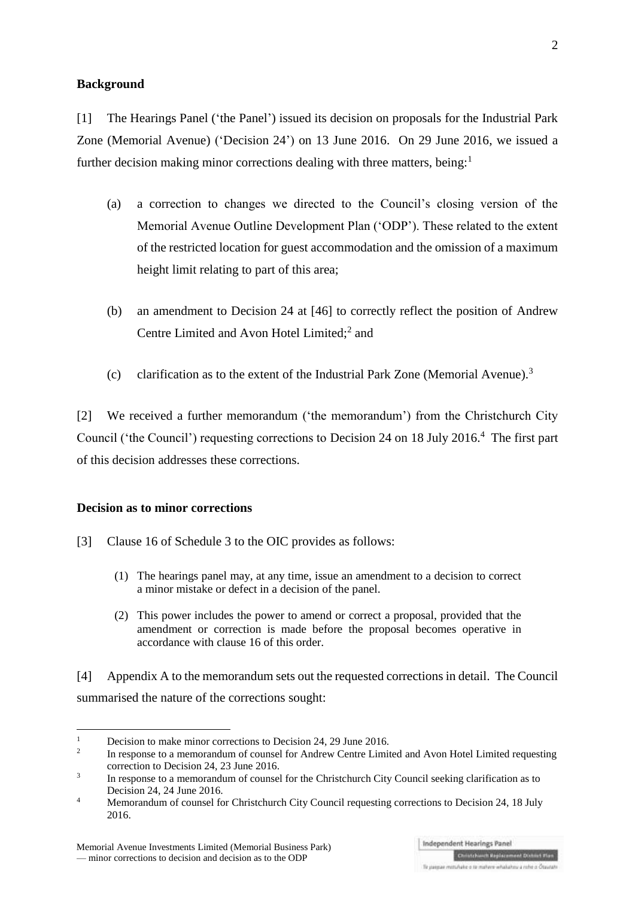## Background

[1] The Hearings Panel ('the Panel') issued its decision on proposals for the Industrial Park Zone (Memorial Avenue) ('Decision 24') on 13 June 2016. On 29 June 2016, we issued a further decision making minor corrections dealing with three matters, being:[1]

(a) a correction to changes we directed to the Council's closing version of the Memorial Avenue Outline Development Plan ('ODP'). These related to the extent of the restricted location for guest accommodation and the omission of a maximum height limit relating to part of this area;

(b) an amendment to Decision 24 at [46] to correctly reflect the position of Andrew Centre Limited and Avon Hotel Limited;[2] and

(c) clarification as to the extent of the Industrial Park Zone (Memorial Avenue).[3]

[2] We received a further memorandum ('the memorandum') from the Christchurch City Council ('the Council') requesting corrections to Decision 24 on 18 July 2016.[4] The first part of this decision addresses these corrections.

## Decision as to minor corrections

[3] Clause 16 of Schedule 3 to the OIC provides as follows:

> (1) The hearings panel may, at any time, issue an amendment to a decision to correct a minor mistake or defect in a decision of the panel.
>
> (2) This power includes the power to amend or correct a proposal, provided that the amendment or correction is made before the proposal becomes operative in accordance with clause 16 of this order.

[4] Appendix A to the memorandum sets out the requested corrections in detail. The Council summarised the nature of the corrections sought:

---

[1] Decision to make minor corrections to Decision 24, 29 June 2016.

[2] In response to a memorandum of counsel for Andrew Centre Limited and Avon Hotel Limited requesting correction to Decision 24, 23 June 2016.

[3] In response to a memorandum of counsel for the Christchurch City Council seeking clarification as to Decision 24, 24 June 2016.

[4] Memorandum of counsel for Christchurch City Council requesting corrections to Decision 24, 18 July 2016.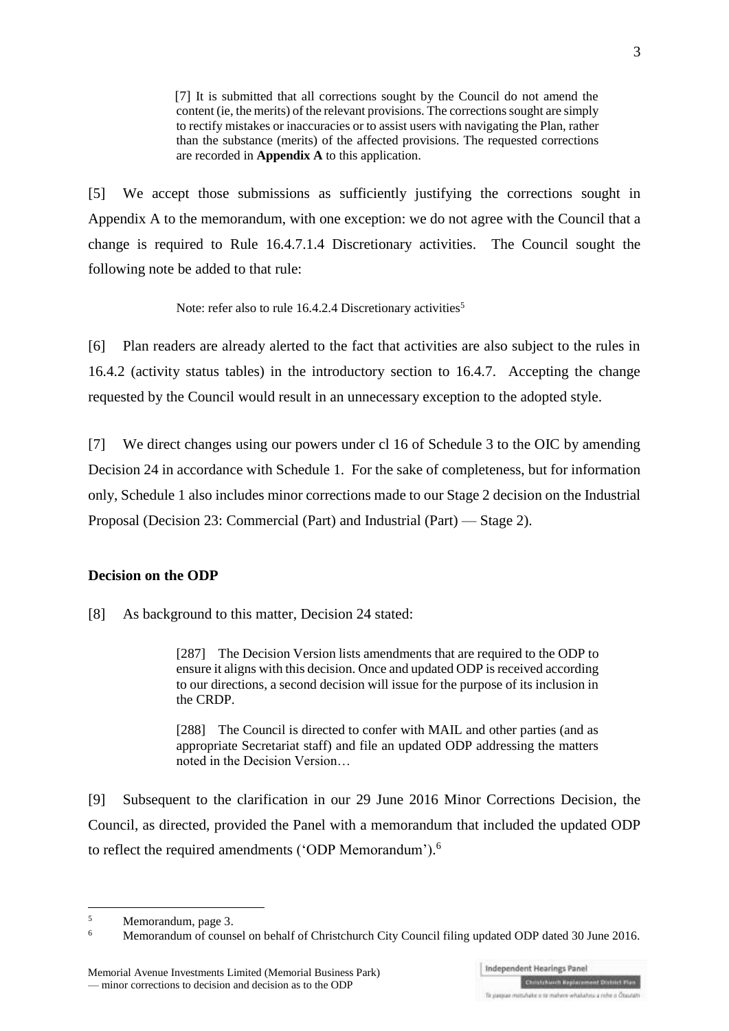> [7] It is submitted that all corrections sought by the Council do not amend the content (ie, the merits) of the relevant provisions. The corrections sought are simply to rectify mistakes or inaccuracies or to assist users with navigating the Plan, rather than the substance (merits) of the affected provisions. The requested corrections are recorded in **Appendix A** to this application.

[5] We accept those submissions as sufficiently justifying the corrections sought in Appendix A to the memorandum, with one exception: we do not agree with the Council that a change is required to Rule 16.4.7.1.4 Discretionary activities. The Council sought the following note be added to that rule:

> Note: refer also to rule 16.4.2.4 Discretionary activities[5]

[6] Plan readers are already alerted to the fact that activities are also subject to the rules in 16.4.2 (activity status tables) in the introductory section to 16.4.7. Accepting the change requested by the Council would result in an unnecessary exception to the adopted style.

[7] We direct changes using our powers under cl 16 of Schedule 3 to the OIC by amending Decision 24 in accordance with Schedule 1. For the sake of completeness, but for information only, Schedule 1 also includes minor corrections made to our Stage 2 decision on the Industrial Proposal (Decision 23: Commercial (Part) and Industrial (Part) — Stage 2).

**Decision on the ODP**

[8] As background to this matter, Decision 24 stated:

> [287] The Decision Version lists amendments that are required to the ODP to ensure it aligns with this decision. Once and updated ODP is received according to our directions, a second decision will issue for the purpose of its inclusion in the CRDP.
>
> [288] The Council is directed to confer with MAIL and other parties (and as appropriate Secretariat staff) and file an updated ODP addressing the matters noted in the Decision Version…

[9] Subsequent to the clarification in our 29 June 2016 Minor Corrections Decision, the Council, as directed, provided the Panel with a memorandum that included the updated ODP to reflect the required amendments ('ODP Memorandum').[6]

---

[5] Memorandum, page 3.

[6] Memorandum of counsel on behalf of Christchurch City Council filing updated ODP dated 30 June 2016.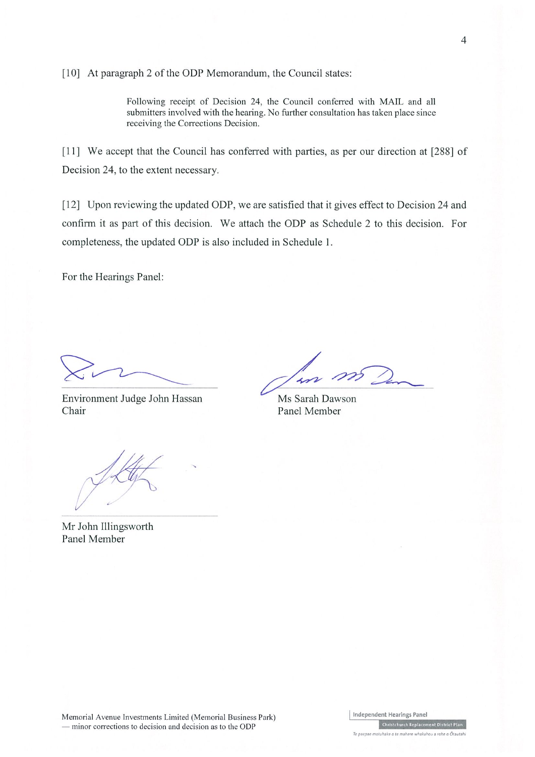[10] At paragraph 2 of the ODP Memorandum, the Council states:

> Following receipt of Decision 24, the Council conferred with MAIL and all submitters involved with the hearing. No further consultation has taken place since receiving the Corrections Decision.

[11] We accept that the Council has conferred with parties, as per our direction at [288] of Decision 24, to the extent necessary.

[12] Upon reviewing the updated ODP, we are satisfied that it gives effect to Decision 24 and confirm it as part of this decision. We attach the ODP as Schedule 2 to this decision. For completeness, the updated ODP is also included in Schedule 1.

For the Hearings Panel:

Environment Judge John Hassan
Chair

Ms Sarah Dawson
Panel Member

Mr John Illingsworth
Panel Member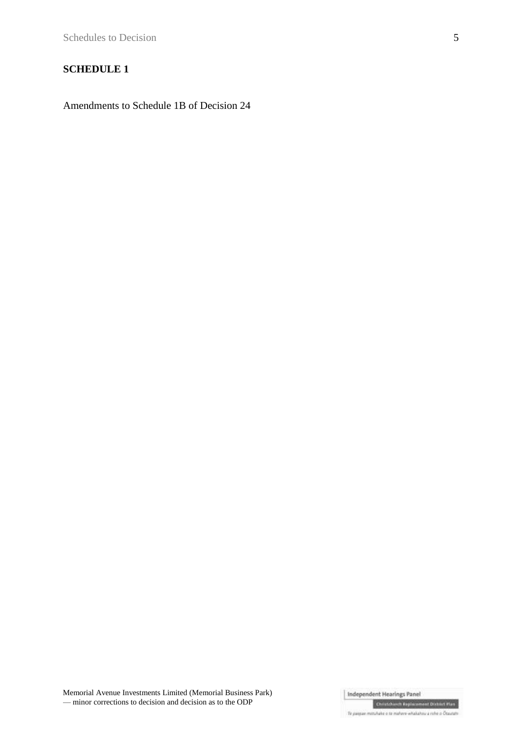**SCHEDULE 1**

Amendments to Schedule 1B of Decision 24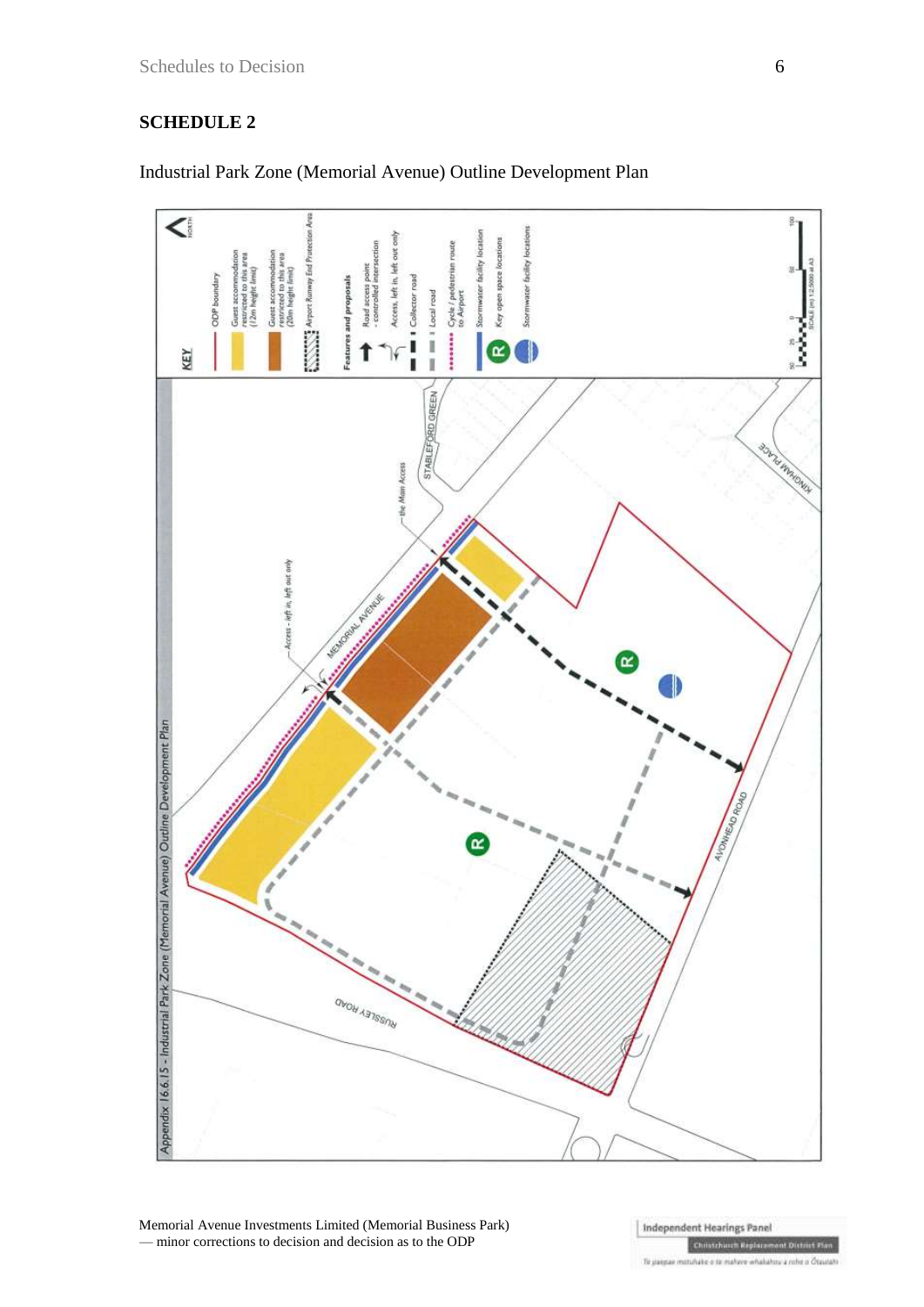## SCHEDULE 2

Industrial Park Zone (Memorial Avenue) Outline Development Plan

Appendix 16.6.15 - Industrial Park Zone (Memorial Avenue) Outline Development Plan

KEY

ODP boundary

Guest accommodation restricted to this area (12m height limit)

Guest accommodation restricted to this area (20m height limit)

Airport Runway End Protection Area

Features and proposals

Road access point - controlled intersection

Access, left in, left out only

Collector road

Local road

Cycle / pedestrian route to Airport

Stormwater facility location

Key open space locations

Stormwater facility locations

SCALE (m) 1:2500 at A3

50 25 0 50 100

NORTH

STABLEFORD GREEN

KINGHAMIMA PLACE

the Main Access

Access - left in, left out only

MEMORIAL AVENUE

AVONHEAD ROAD

RUSSLEY ROAD

Memorial Avenue Investments Limited (Memorial Business Park) — minor corrections to decision and decision as to the ODP

Independent Hearings Panel

Christchurch Replacement District Plan

Te paepae motuhake o te mahere whakahou a rohe o Ōtautahi